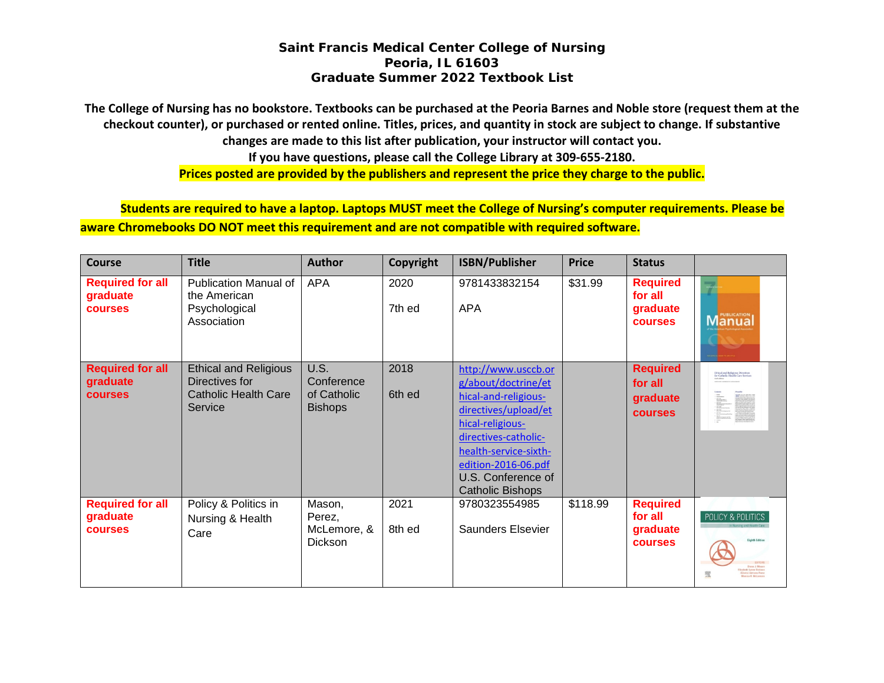**Saint Francis Medical Center College of Nursing**
**Peoria, IL 61603**
**Graduate Summer 2022 Textbook List**

**The College of Nursing has no bookstore. Textbooks can be purchased at the Peoria Barnes and Noble store (request them at the checkout counter), or purchased or rented online. Titles, prices, and quantity in stock are subject to change. If substantive changes are made to this list after publication, your instructor will contact you.**
**If you have questions, please call the College Library at 309-655-2180.**
**Prices posted are provided by the publishers and represent the price they charge to the public.**

**Students are required to have a laptop. Laptops MUST meet the College of Nursing's computer requirements. Please be aware Chromebooks DO NOT meet this requirement and are not compatible with required software.**

| Course | Title | Author | Copyright | ISBN/Publisher | Price | Status | |
|---|---|---|---|---|---|---|---|
| **Required for all graduate courses** | Publication Manual of the American Psychological Association | APA | 2020<br>7th ed | 9781433832154<br>APA | $31.99 | **Required for all graduate courses** | |
| **Required for all graduate courses** | Ethical and Religious Directives for Catholic Health Care Service | U.S. Conference of Catholic Bishops | 2018<br>6th ed | http://www.usccb.org/about/doctrine/ethical-and-religious-directives/upload/ethical-religious-directives-catholic-health-service-sixth-edition-2016-06.pdf<br>U.S. Conference of Catholic Bishops | | **Required for all graduate courses** | |
| **Required for all graduate courses** | Policy & Politics in Nursing & Health Care | Mason, Perez, McLemore, & Dickson | 2021<br>8th ed | 9780323554985<br>Saunders Elsevier | $118.99 | **Required for all graduate courses** | |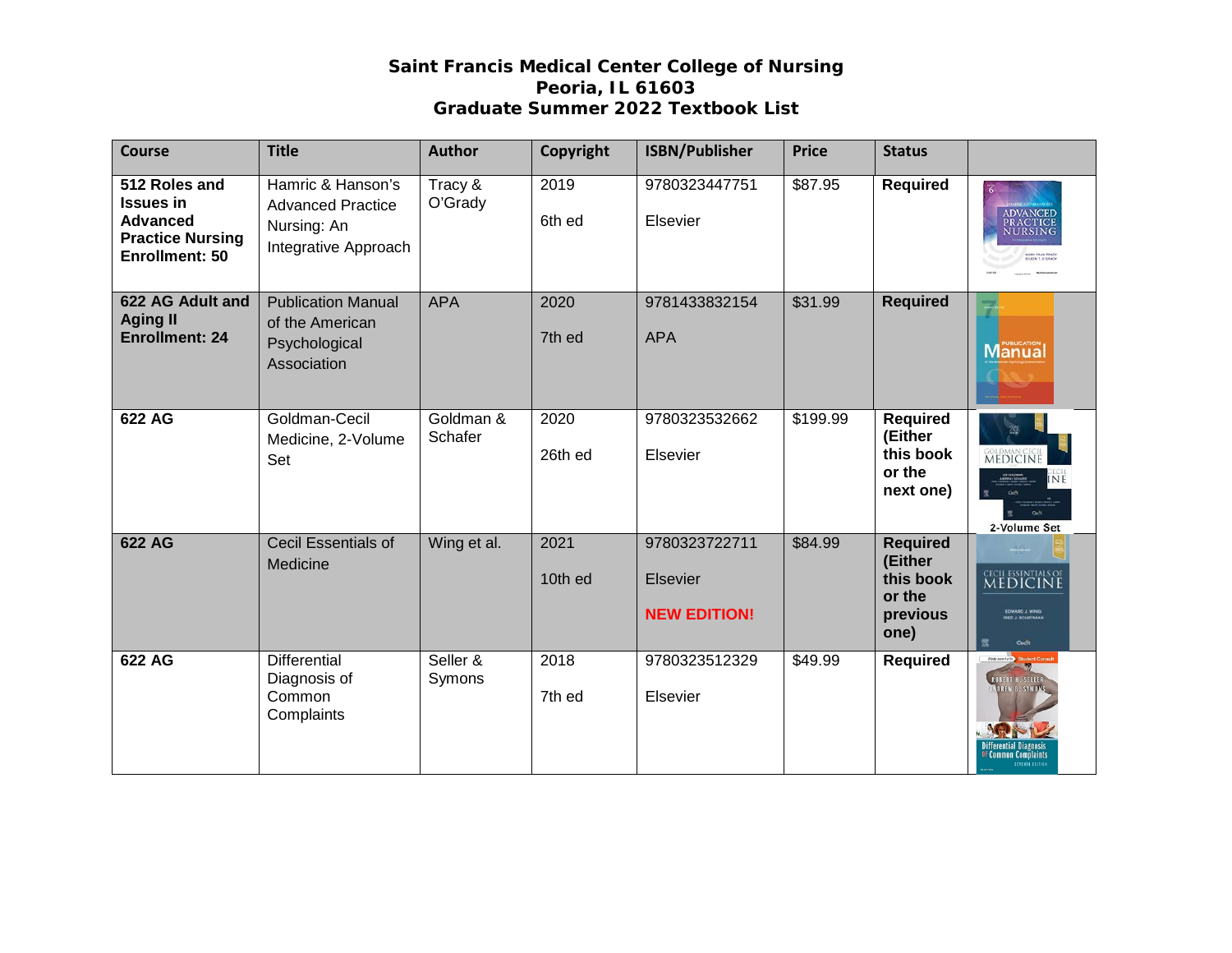# Saint Francis Medical Center College of Nursing
## Peoria, IL 61603
## Graduate Summer 2022 Textbook List

| Course | Title | Author | Copyright | ISBN/Publisher | Price | Status | |
|---|---|---|---|---|---|---|---|
| **512 Roles and Issues in Advanced Practice Nursing Enrollment: 50** | Hamric & Hanson's Advanced Practice Nursing: An Integrative Approach | Tracy & O'Grady | 2019<br>6th ed | 9780323447751<br>Elsevier | $87.95 | **Required** | |
| **622 AG Adult and Aging II Enrollment: 24** | Publication Manual of the American Psychological Association | APA | 2020<br>7th ed | 9781433832154<br>APA | $31.99 | **Required** | |
| **622 AG** | Goldman-Cecil Medicine, 2-Volume Set | Goldman & Schafer | 2020<br>26th ed | 9780323532662<br>Elsevier | $199.99 | **Required (Either this book or the next one)** | 2-Volume Set |
| **622 AG** | Cecil Essentials of Medicine | Wing et al. | 2021<br>10th ed | 9780323722711<br>Elsevier<br>**NEW EDITION!** | $84.99 | **Required (Either this book or the previous one)** | |
| **622 AG** | Differential Diagnosis of Common Complaints | Seller & Symons | 2018<br>7th ed | 9780323512329<br>Elsevier | $49.99 | **Required** | |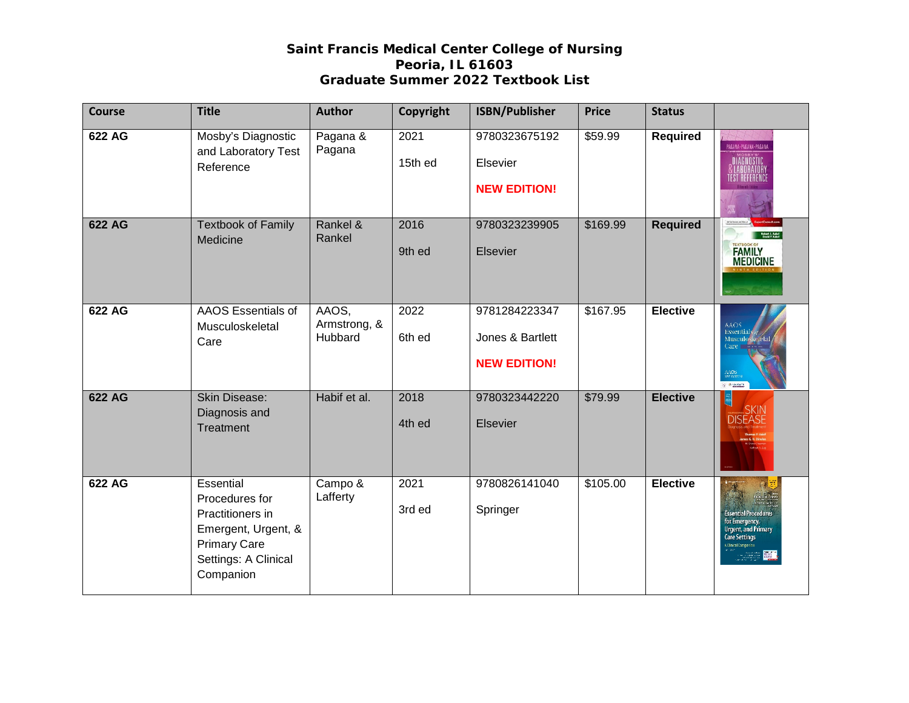**Saint Francis Medical Center College of Nursing**
**Peoria, IL 61603**
**Graduate Summer 2022 Textbook List**

| Course | Title | Author | Copyright | ISBN/Publisher | Price | Status | |
|---|---|---|---|---|---|---|---|
| **622 AG** | Mosby's Diagnostic and Laboratory Test Reference | Pagana & Pagana | 2021<br><br>15th ed | 9780323675192<br><br>Elsevier<br><br>**NEW EDITION!** | $59.99 | **Required** | |
| **622 AG** | Textbook of Family Medicine | Rankel & Rankel | 2016<br><br>9th ed | 9780323239905<br><br>Elsevier | $169.99 | **Required** | |
| **622 AG** | AAOS Essentials of Musculoskeletal Care | AAOS, Armstrong, & Hubbard | 2022<br><br>6th ed | 9781284223347<br><br>Jones & Bartlett<br><br>**NEW EDITION!** | $167.95 | **Elective** | |
| **622 AG** | Skin Disease: Diagnosis and Treatment | Habif et al. | 2018<br><br>4th ed | 9780323442220<br><br>Elsevier | $79.99 | **Elective** | |
| **622 AG** | Essential Procedures for Practitioners in Emergent, Urgent, & Primary Care Settings: A Clinical Companion | Campo & Lafferty | 2021<br><br>3rd ed | 9780826141040<br><br>Springer | $105.00 | **Elective** | |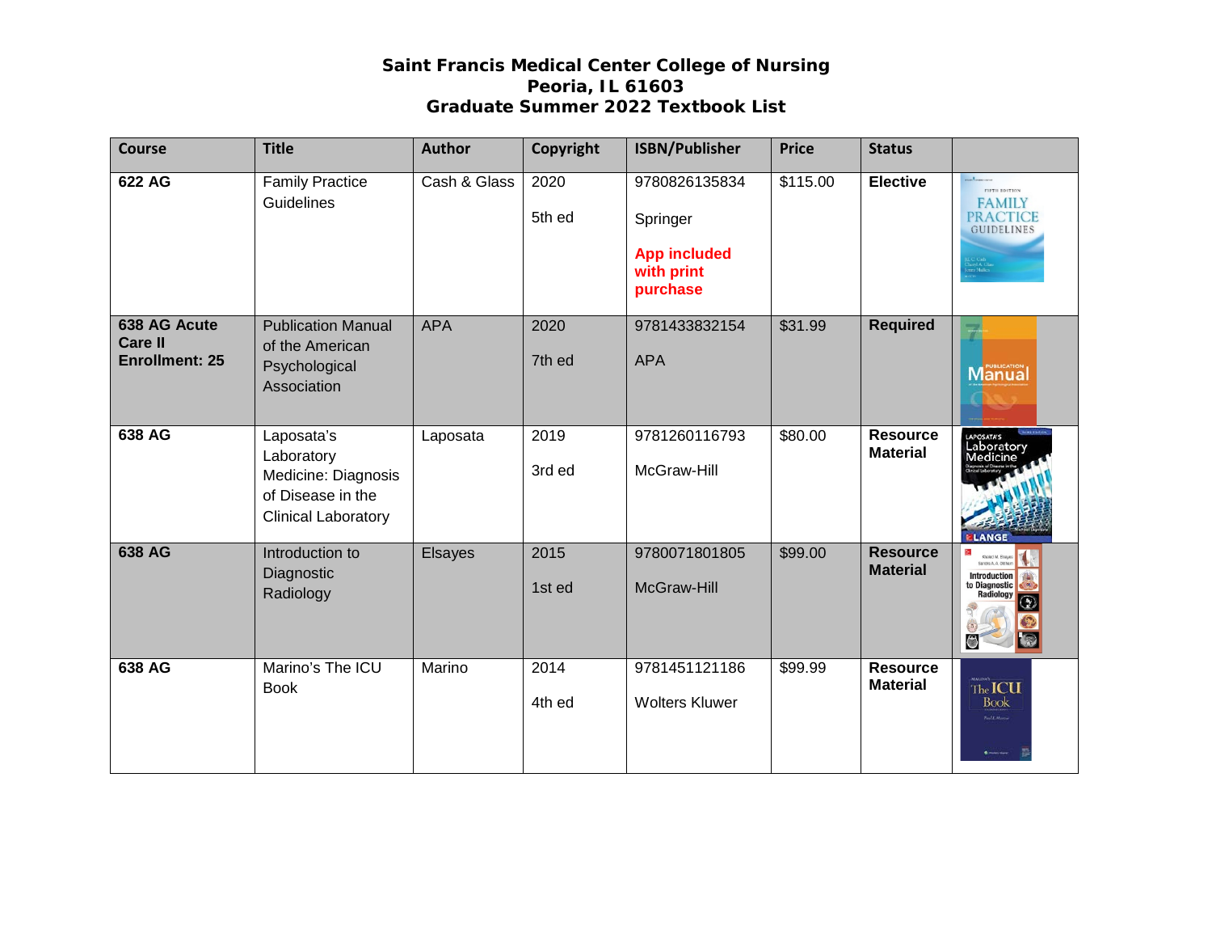**Saint Francis Medical Center College of Nursing**
**Peoria, IL 61603**
**Graduate Summer 2022 Textbook List**

| Course | Title | Author | Copyright | ISBN/Publisher | Price | Status | |
|---|---|---|---|---|---|---|---|
| **622 AG** | Family Practice Guidelines | Cash & Glass | 2020<br><br>5th ed | 9780826135834<br><br>Springer<br><br>**App included with print purchase** | $115.00 | **Elective** | |
| **638 AG Acute Care II Enrollment: 25** | Publication Manual of the American Psychological Association | APA | 2020<br><br>7th ed | 9781433832154<br><br>APA | $31.99 | **Required** | |
| **638 AG** | Laposata's Laboratory Medicine: Diagnosis of Disease in the Clinical Laboratory | Laposata | 2019<br><br>3rd ed | 9781260116793<br><br>McGraw-Hill | $80.00 | **Resource Material** | |
| **638 AG** | Introduction to Diagnostic Radiology | Elsayes | 2015<br><br>1st ed | 9780071801805<br><br>McGraw-Hill | $99.00 | **Resource Material** | |
| **638 AG** | Marino's The ICU Book | Marino | 2014<br><br>4th ed | 9781451121186<br><br>Wolters Kluwer | $99.99 | **Resource Material** | |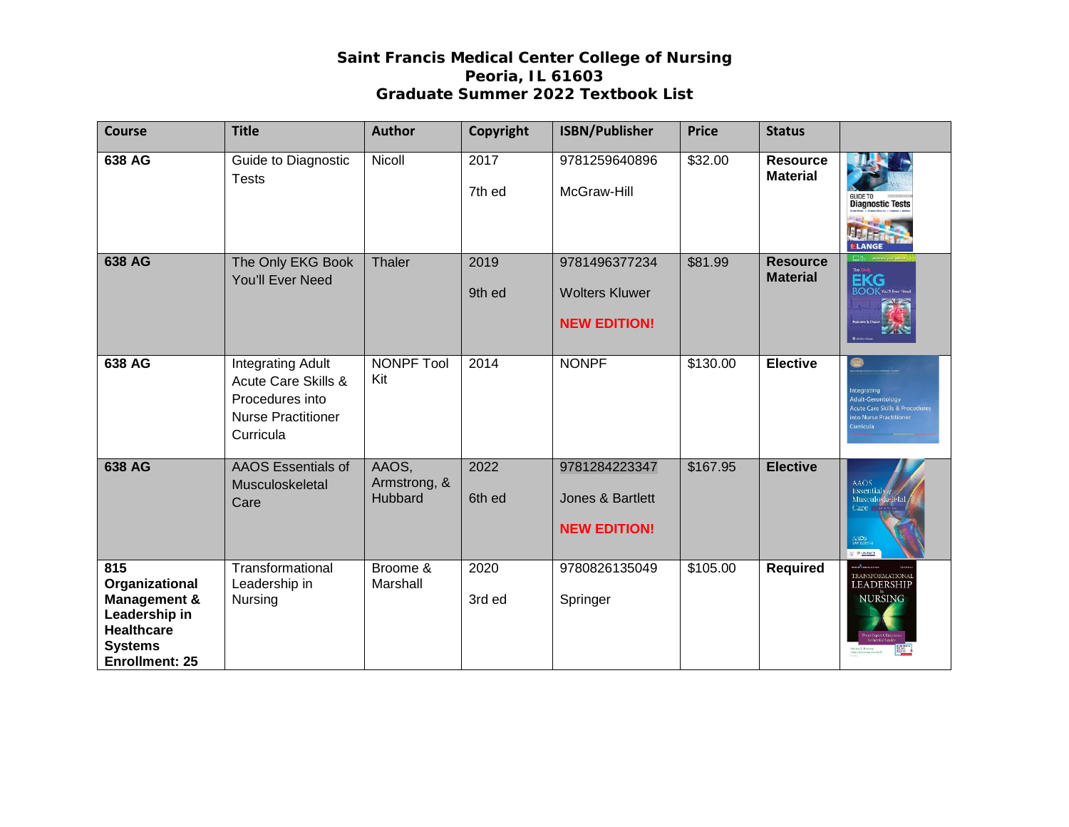**Saint Francis Medical Center College of Nursing**
**Peoria, IL 61603**
**Graduate Summer 2022 Textbook List**

| Course | Title | Author | Copyright | ISBN/Publisher | Price | Status | |
|---|---|---|---|---|---|---|---|
| **638 AG** | Guide to Diagnostic Tests | Nicoll | 2017<br>7th ed | 9781259640896<br>McGraw-Hill | $32.00 | **Resource Material** | |
| **638 AG** | The Only EKG Book You'll Ever Need | Thaler | 2019<br>9th ed | 9781496377234<br>Wolters Kluwer<br>**NEW EDITION!** | $81.99 | **Resource Material** | |
| **638 AG** | Integrating Adult Acute Care Skills & Procedures into Nurse Practitioner Curricula | NONPF Tool Kit | 2014 | NONPF | $130.00 | **Elective** | |
| **638 AG** | AAOS Essentials of Musculoskeletal Care | AAOS, Armstrong, & Hubbard | 2022<br>6th ed | 9781284223347<br>Jones & Bartlett<br>**NEW EDITION!** | $167.95 | **Elective** | |
| **815 Organizational Management & Leadership in Healthcare Systems Enrollment: 25** | Transformational Leadership in Nursing | Broome & Marshall | 2020<br>3rd ed | 9780826135049<br>Springer | $105.00 | **Required** | |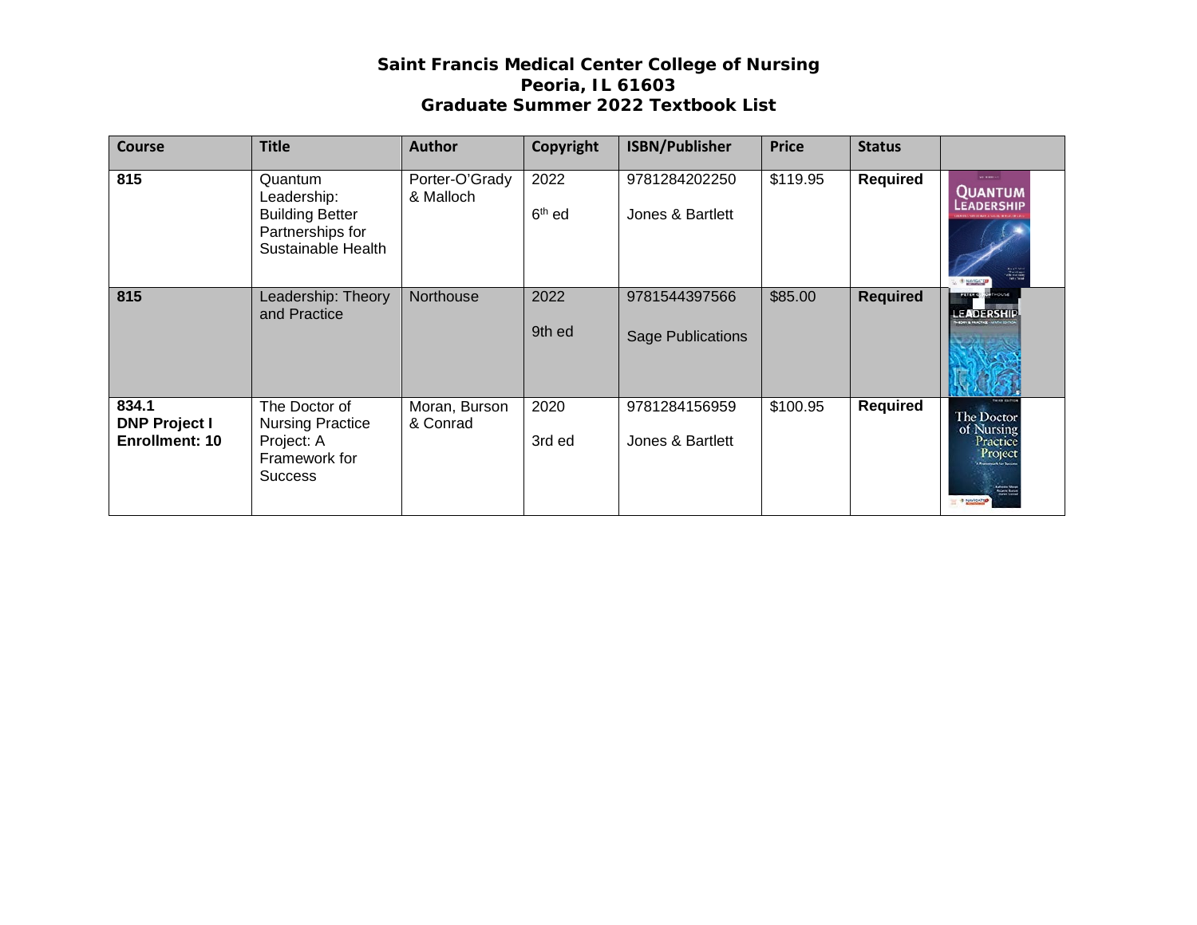**Saint Francis Medical Center College of Nursing**
**Peoria, IL 61603**
**Graduate Summer 2022 Textbook List**

| Course | Title | Author | Copyright | ISBN/Publisher | Price | Status | |
|---|---|---|---|---|---|---|---|
| **815** | Quantum Leadership: Building Better Partnerships for Sustainable Health | Porter-O'Grady & Malloch | 2022<br>$6^{th}$ ed | 9781284202250<br>Jones & Bartlett | $119.95 | **Required** | |
| **815** | Leadership: Theory and Practice | Northouse | 2022<br>9th ed | 9781544397566<br>Sage Publications | $85.00 | **Required** | |
| **834.1**<br>**DNP Project I**<br>**Enrollment: 10** | The Doctor of Nursing Practice Project: A Framework for Success | Moran, Burson & Conrad | 2020<br>3rd ed | 9781284156959<br>Jones & Bartlett | $100.95 | **Required** | |